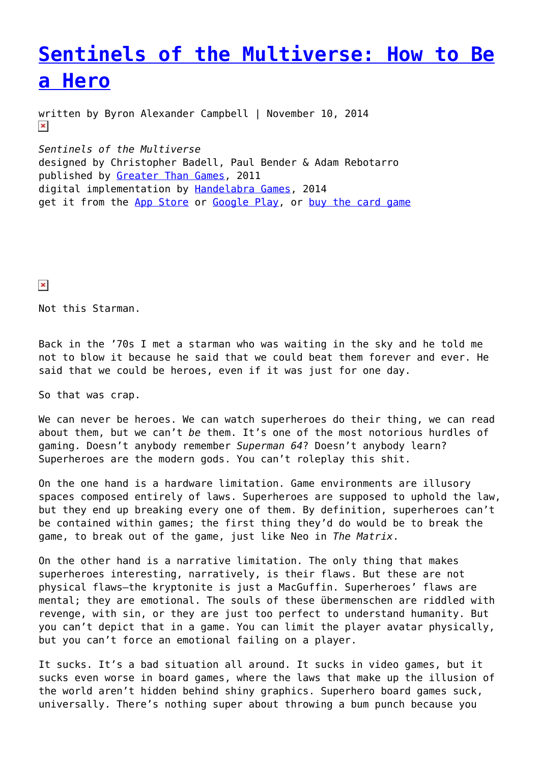# [Sentinels of the Multiverse: How to Be a Hero]()

written by Byron Alexander Campbell | November 10, 2014

*Sentinels of the Multiverse*
designed by Christopher Badell, Paul Bender & Adam Rebotarro
published by [Greater Than Games](), 2011
digital implementation by [Handelabra Games](), 2014
get it from the [App Store]() or [Google Play](), or [buy the card game]()

Not this Starman.

Back in the '70s I met a starman who was waiting in the sky and he told me not to blow it because he said that we could beat them forever and ever. He said that we could be heroes, even if it was just for one day.

So that was crap.

We can never be heroes. We can watch superheroes do their thing, we can read about them, but we can't *be* them. It's one of the most notorious hurdles of gaming. Doesn't anybody remember *Superman 64*? Doesn't anybody learn? Superheroes are the modern gods. You can't roleplay this shit.

On the one hand is a hardware limitation. Game environments are illusory spaces composed entirely of laws. Superheroes are supposed to uphold the law, but they end up breaking every one of them. By definition, superheroes can't be contained within games; the first thing they'd do would be to break the game, to break out of the game, just like Neo in *The Matrix*.

On the other hand is a narrative limitation. The only thing that makes superheroes interesting, narratively, is their flaws. But these are not physical flaws—the kryptonite is just a MacGuffin. Superheroes' flaws are mental; they are emotional. The souls of these übermenschen are riddled with revenge, with sin, or they are just too perfect to understand humanity. But you can't depict that in a game. You can limit the player avatar physically, but you can't force an emotional failing on a player.

It sucks. It's a bad situation all around. It sucks in video games, but it sucks even worse in board games, where the laws that make up the illusion of the world aren't hidden behind shiny graphics. Superhero board games suck, universally. There's nothing super about throwing a bum punch because you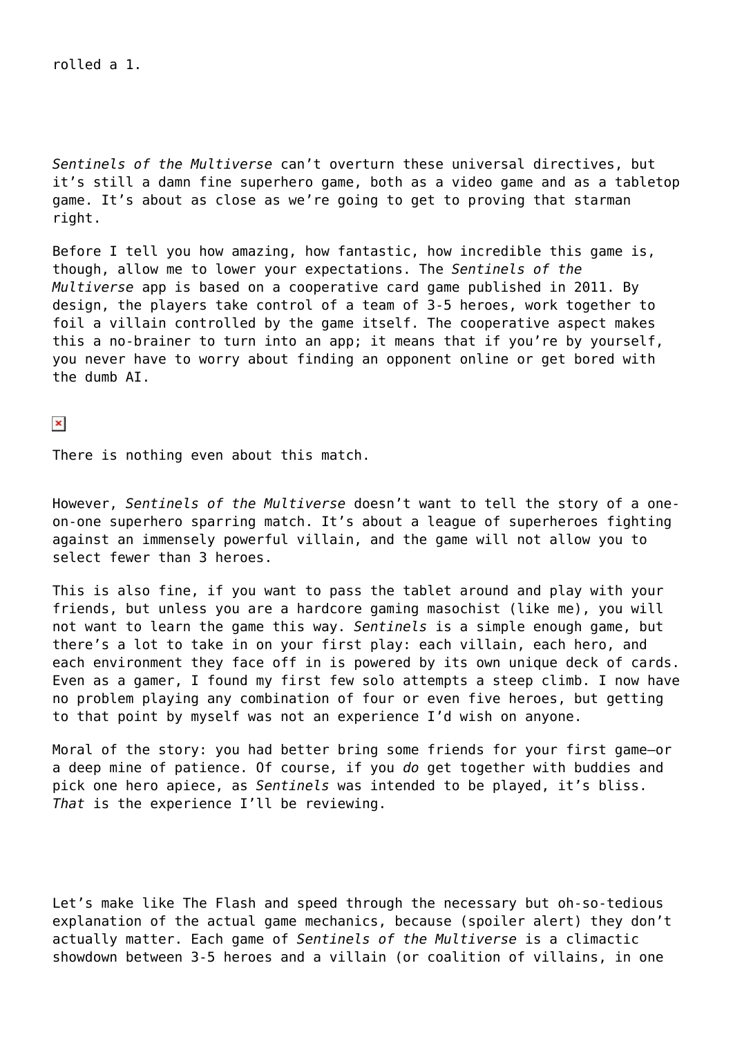rolled a 1.

*Sentinels of the Multiverse* can't overturn these universal directives, but it's still a damn fine superhero game, both as a video game and as a tabletop game. It's about as close as we're going to get to proving that starman right.

Before I tell you how amazing, how fantastic, how incredible this game is, though, allow me to lower your expectations. The *Sentinels of the Multiverse* app is based on a cooperative card game published in 2011. By design, the players take control of a team of 3-5 heroes, work together to foil a villain controlled by the game itself. The cooperative aspect makes this a no-brainer to turn into an app; it means that if you're by yourself, you never have to worry about finding an opponent online or get bored with the dumb AI.

There is nothing even about this match.

However, *Sentinels of the Multiverse* doesn't want to tell the story of a one-on-one superhero sparring match. It's about a league of superheroes fighting against an immensely powerful villain, and the game will not allow you to select fewer than 3 heroes.

This is also fine, if you want to pass the tablet around and play with your friends, but unless you are a hardcore gaming masochist (like me), you will not want to learn the game this way. *Sentinels* is a simple enough game, but there's a lot to take in on your first play: each villain, each hero, and each environment they face off in is powered by its own unique deck of cards. Even as a gamer, I found my first few solo attempts a steep climb. I now have no problem playing any combination of four or even five heroes, but getting to that point by myself was not an experience I'd wish on anyone.

Moral of the story: you had better bring some friends for your first game—or a deep mine of patience. Of course, if you *do* get together with buddies and pick one hero apiece, as *Sentinels* was intended to be played, it's bliss. *That* is the experience I'll be reviewing.

Let's make like The Flash and speed through the necessary but oh-so-tedious explanation of the actual game mechanics, because (spoiler alert) they don't actually matter. Each game of *Sentinels of the Multiverse* is a climactic showdown between 3-5 heroes and a villain (or coalition of villains, in one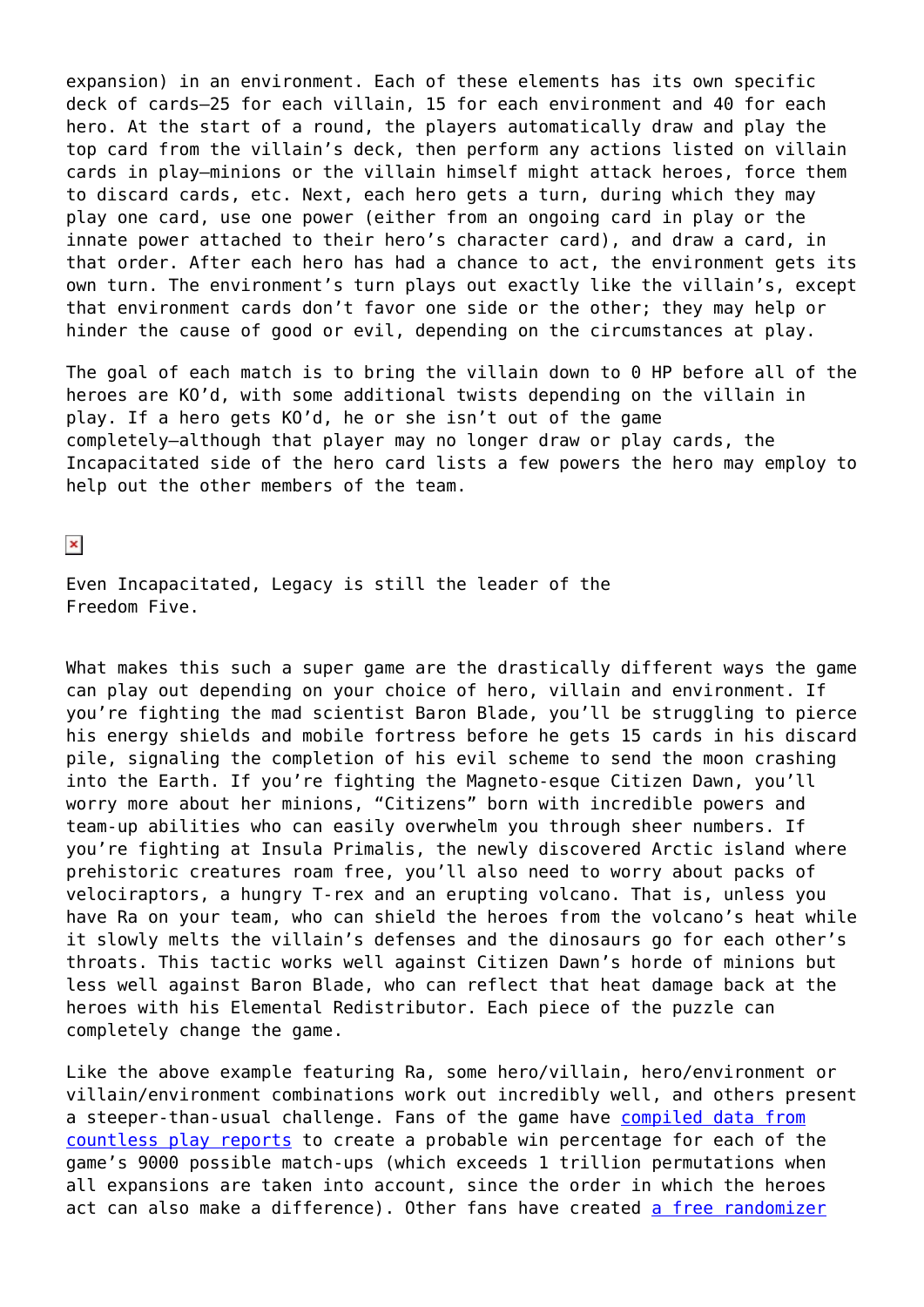expansion) in an environment. Each of these elements has its own specific deck of cards—25 for each villain, 15 for each environment and 40 for each hero. At the start of a round, the players automatically draw and play the top card from the villain's deck, then perform any actions listed on villain cards in play—minions or the villain himself might attack heroes, force them to discard cards, etc. Next, each hero gets a turn, during which they may play one card, use one power (either from an ongoing card in play or the innate power attached to their hero's character card), and draw a card, in that order. After each hero has had a chance to act, the environment gets its own turn. The environment's turn plays out exactly like the villain's, except that environment cards don't favor one side or the other; they may help or hinder the cause of good or evil, depending on the circumstances at play.

The goal of each match is to bring the villain down to 0 HP before all of the heroes are KO'd, with some additional twists depending on the villain in play. If a hero gets KO'd, he or she isn't out of the game completely—although that player may no longer draw or play cards, the Incapacitated side of the hero card lists a few powers the hero may employ to help out the other members of the team.

Even Incapacitated, Legacy is still the leader of the Freedom Five.

What makes this such a super game are the drastically different ways the game can play out depending on your choice of hero, villain and environment. If you're fighting the mad scientist Baron Blade, you'll be struggling to pierce his energy shields and mobile fortress before he gets 15 cards in his discard pile, signaling the completion of his evil scheme to send the moon crashing into the Earth. If you're fighting the Magneto-esque Citizen Dawn, you'll worry more about her minions, "Citizens" born with incredible powers and team-up abilities who can easily overwhelm you through sheer numbers. If you're fighting at Insula Primalis, the newly discovered Arctic island where prehistoric creatures roam free, you'll also need to worry about packs of velociraptors, a hungry T-rex and an erupting volcano. That is, unless you have Ra on your team, who can shield the heroes from the volcano's heat while it slowly melts the villain's defenses and the dinosaurs go for each other's throats. This tactic works well against Citizen Dawn's horde of minions but less well against Baron Blade, who can reflect that heat damage back at the heroes with his Elemental Redistributor. Each piece of the puzzle can completely change the game.

Like the above example featuring Ra, some hero/villain, hero/environment or villain/environment combinations work out incredibly well, and others present a steeper-than-usual challenge. Fans of the game have [compiled data from countless play reports](#) to create a probable win percentage for each of the game's 9000 possible match-ups (which exceeds 1 trillion permutations when all expansions are taken into account, since the order in which the heroes act can also make a difference). Other fans have created [a free randomizer](#)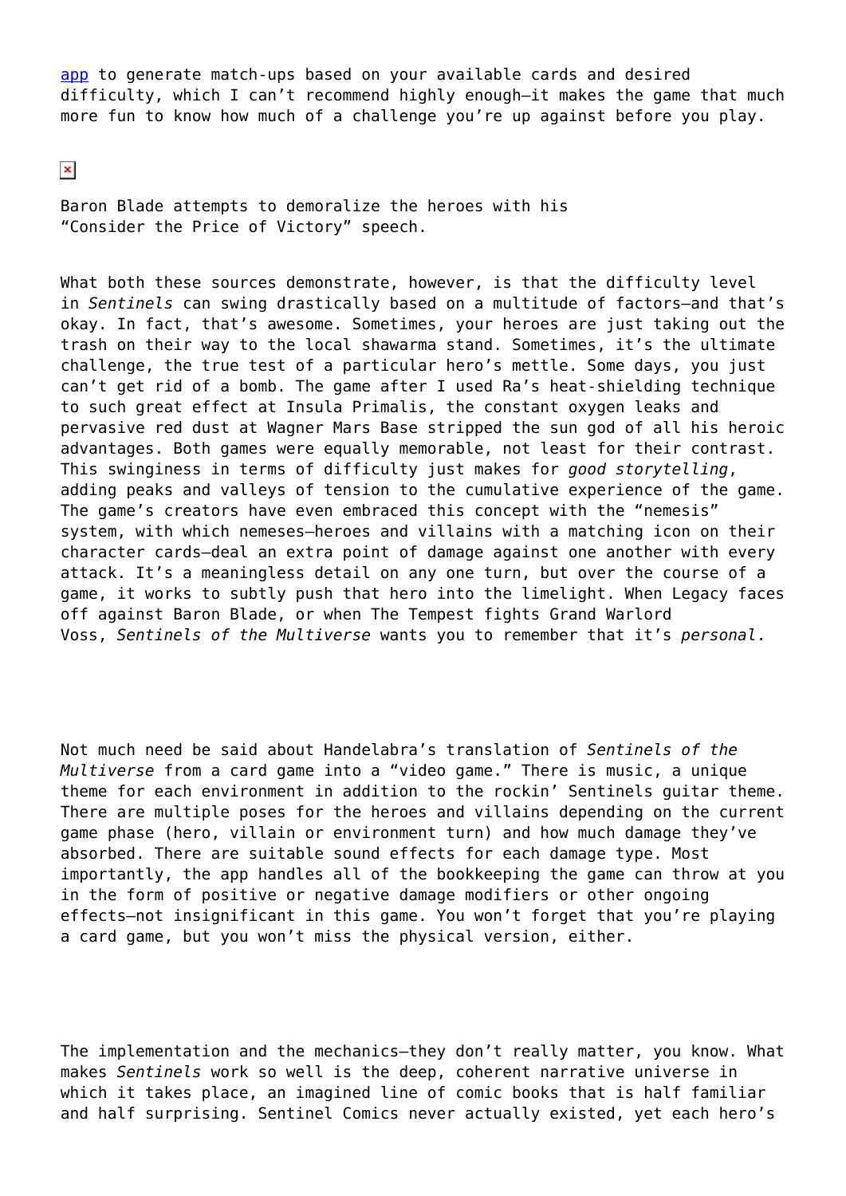app to generate match-ups based on your available cards and desired difficulty, which I can't recommend highly enough—it makes the game that much more fun to know how much of a challenge you're up against before you play.

Baron Blade attempts to demoralize the heroes with his "Consider the Price of Victory" speech.

What both these sources demonstrate, however, is that the difficulty level in *Sentinels* can swing drastically based on a multitude of factors—and that's okay. In fact, that's awesome. Sometimes, your heroes are just taking out the trash on their way to the local shawarma stand. Sometimes, it's the ultimate challenge, the true test of a particular hero's mettle. Some days, you just can't get rid of a bomb. The game after I used Ra's heat-shielding technique to such great effect at Insula Primalis, the constant oxygen leaks and pervasive red dust at Wagner Mars Base stripped the sun god of all his heroic advantages. Both games were equally memorable, not least for their contrast. This swinginess in terms of difficulty just makes for *good storytelling*, adding peaks and valleys of tension to the cumulative experience of the game. The game's creators have even embraced this concept with the "nemesis" system, with which nemeses—heroes and villains with a matching icon on their character cards—deal an extra point of damage against one another with every attack. It's a meaningless detail on any one turn, but over the course of a game, it works to subtly push that hero into the limelight. When Legacy faces off against Baron Blade, or when The Tempest fights Grand Warlord Voss, *Sentinels of the Multiverse* wants you to remember that it's *personal*.

Not much need be said about Handelabra's translation of *Sentinels of the Multiverse* from a card game into a "video game." There is music, a unique theme for each environment in addition to the rockin' Sentinels guitar theme. There are multiple poses for the heroes and villains depending on the current game phase (hero, villain or environment turn) and how much damage they've absorbed. There are suitable sound effects for each damage type. Most importantly, the app handles all of the bookkeeping the game can throw at you in the form of positive or negative damage modifiers or other ongoing effects—not insignificant in this game. You won't forget that you're playing a card game, but you won't miss the physical version, either.

The implementation and the mechanics—they don't really matter, you know. What makes *Sentinels* work so well is the deep, coherent narrative universe in which it takes place, an imagined line of comic books that is half familiar and half surprising. Sentinel Comics never actually existed, yet each hero's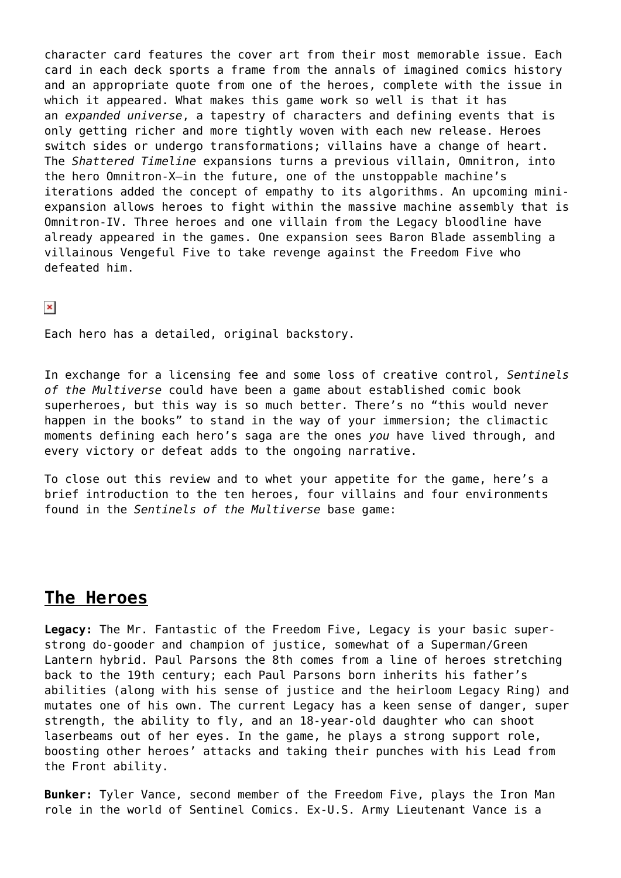character card features the cover art from their most memorable issue. Each card in each deck sports a frame from the annals of imagined comics history and an appropriate quote from one of the heroes, complete with the issue in which it appeared. What makes this game work so well is that it has an *expanded universe*, a tapestry of characters and defining events that is only getting richer and more tightly woven with each new release. Heroes switch sides or undergo transformations; villains have a change of heart. The *Shattered Timeline* expansions turns a previous villain, Omnitron, into the hero Omnitron-X—in the future, one of the unstoppable machine's iterations added the concept of empathy to its algorithms. An upcoming mini-expansion allows heroes to fight within the massive machine assembly that is Omnitron-IV. Three heroes and one villain from the Legacy bloodline have already appeared in the games. One expansion sees Baron Blade assembling a villainous Vengeful Five to take revenge against the Freedom Five who defeated him.

Each hero has a detailed, original backstory.

In exchange for a licensing fee and some loss of creative control, *Sentinels of the Multiverse* could have been a game about established comic book superheroes, but this way is so much better. There's no "this would never happen in the books" to stand in the way of your immersion; the climactic moments defining each hero's saga are the ones *you* have lived through, and every victory or defeat adds to the ongoing narrative.

To close out this review and to whet your appetite for the game, here's a brief introduction to the ten heroes, four villains and four environments found in the *Sentinels of the Multiverse* base game:

## The Heroes

**Legacy:** The Mr. Fantastic of the Freedom Five, Legacy is your basic super-strong do-gooder and champion of justice, somewhat of a Superman/Green Lantern hybrid. Paul Parsons the 8th comes from a line of heroes stretching back to the 19th century; each Paul Parsons born inherits his father's abilities (along with his sense of justice and the heirloom Legacy Ring) and mutates one of his own. The current Legacy has a keen sense of danger, super strength, the ability to fly, and an 18-year-old daughter who can shoot laserbeams out of her eyes. In the game, he plays a strong support role, boosting other heroes' attacks and taking their punches with his Lead from the Front ability.

**Bunker:** Tyler Vance, second member of the Freedom Five, plays the Iron Man role in the world of Sentinel Comics. Ex-U.S. Army Lieutenant Vance is a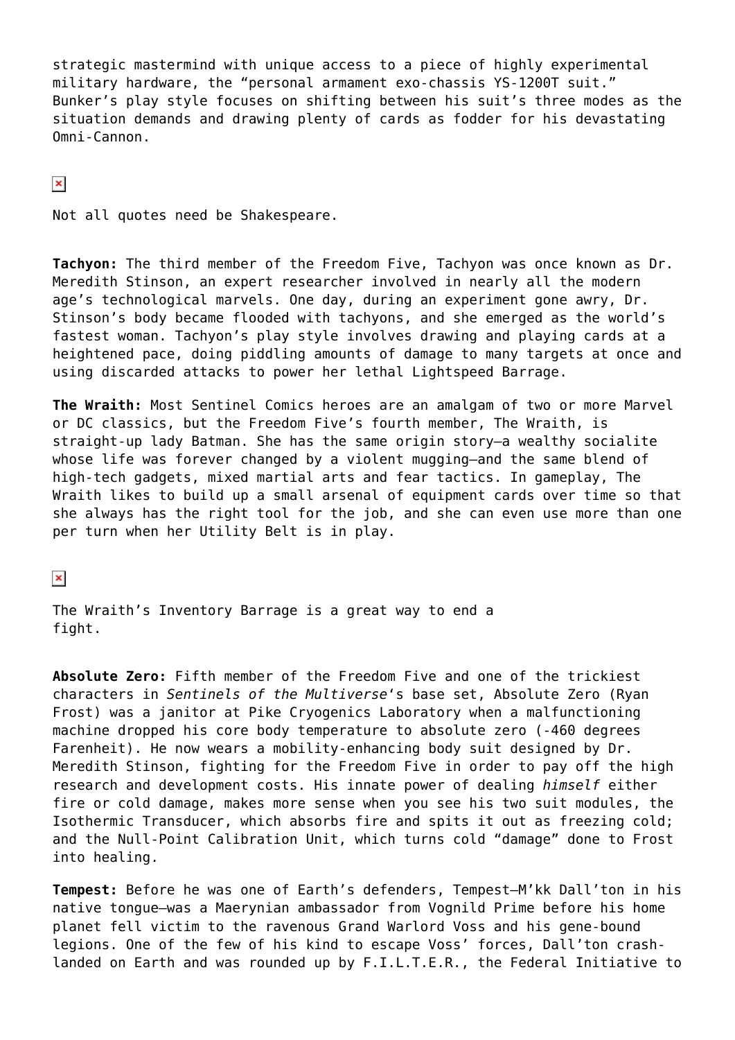strategic mastermind with unique access to a piece of highly experimental military hardware, the "personal armament exo-chassis YS-1200T suit." Bunker's play style focuses on shifting between his suit's three modes as the situation demands and drawing plenty of cards as fodder for his devastating Omni-Cannon.

Not all quotes need be Shakespeare.

**Tachyon:** The third member of the Freedom Five, Tachyon was once known as Dr. Meredith Stinson, an expert researcher involved in nearly all the modern age's technological marvels. One day, during an experiment gone awry, Dr. Stinson's body became flooded with tachyons, and she emerged as the world's fastest woman. Tachyon's play style involves drawing and playing cards at a heightened pace, doing piddling amounts of damage to many targets at once and using discarded attacks to power her lethal Lightspeed Barrage.

**The Wraith:** Most Sentinel Comics heroes are an amalgam of two or more Marvel or DC classics, but the Freedom Five's fourth member, The Wraith, is straight-up lady Batman. She has the same origin story—a wealthy socialite whose life was forever changed by a violent mugging—and the same blend of high-tech gadgets, mixed martial arts and fear tactics. In gameplay, The Wraith likes to build up a small arsenal of equipment cards over time so that she always has the right tool for the job, and she can even use more than one per turn when her Utility Belt is in play.

The Wraith's Inventory Barrage is a great way to end a fight.

**Absolute Zero:** Fifth member of the Freedom Five and one of the trickiest characters in *Sentinels of the Multiverse*'s base set, Absolute Zero (Ryan Frost) was a janitor at Pike Cryogenics Laboratory when a malfunctioning machine dropped his core body temperature to absolute zero (-460 degrees Farenheit). He now wears a mobility-enhancing body suit designed by Dr. Meredith Stinson, fighting for the Freedom Five in order to pay off the high research and development costs. His innate power of dealing *himself* either fire or cold damage, makes more sense when you see his two suit modules, the Isothermic Transducer, which absorbs fire and spits it out as freezing cold; and the Null-Point Calibration Unit, which turns cold "damage" done to Frost into healing.

**Tempest:** Before he was one of Earth's defenders, Tempest—M'kk Dall'ton in his native tongue—was a Maerynian ambassador from Vognild Prime before his home planet fell victim to the ravenous Grand Warlord Voss and his gene-bound legions. One of the few of his kind to escape Voss' forces, Dall'ton crash-landed on Earth and was rounded up by F.I.L.T.E.R., the Federal Initiative to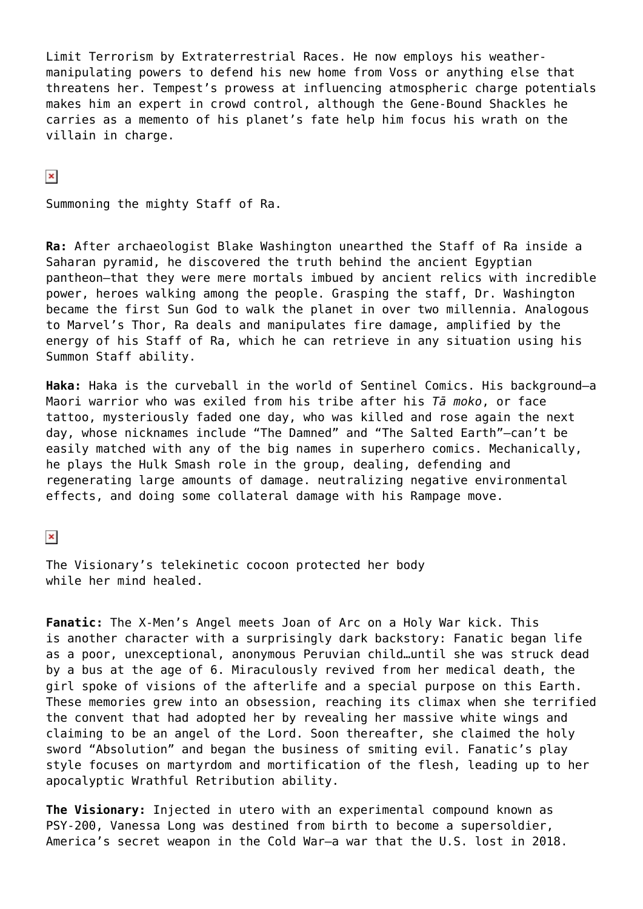Limit Terrorism by Extraterrestrial Races. He now employs his weather-manipulating powers to defend his new home from Voss or anything else that threatens her. Tempest's prowess at influencing atmospheric charge potentials makes him an expert in crowd control, although the Gene-Bound Shackles he carries as a memento of his planet's fate help him focus his wrath on the villain in charge.

Summoning the mighty Staff of Ra.

**Ra:** After archaeologist Blake Washington unearthed the Staff of Ra inside a Saharan pyramid, he discovered the truth behind the ancient Egyptian pantheon—that they were mere mortals imbued by ancient relics with incredible power, heroes walking among the people. Grasping the staff, Dr. Washington became the first Sun God to walk the planet in over two millennia. Analogous to Marvel's Thor, Ra deals and manipulates fire damage, amplified by the energy of his Staff of Ra, which he can retrieve in any situation using his Summon Staff ability.

**Haka:** Haka is the curveball in the world of Sentinel Comics. His background—a Maori warrior who was exiled from his tribe after his *Tā moko*, or face tattoo, mysteriously faded one day, who was killed and rose again the next day, whose nicknames include "The Damned" and "The Salted Earth"—can't be easily matched with any of the big names in superhero comics. Mechanically, he plays the Hulk Smash role in the group, dealing, defending and regenerating large amounts of damage. neutralizing negative environmental effects, and doing some collateral damage with his Rampage move.

The Visionary's telekinetic cocoon protected her body while her mind healed.

**Fanatic:** The X-Men's Angel meets Joan of Arc on a Holy War kick. This is another character with a surprisingly dark backstory: Fanatic began life as a poor, unexceptional, anonymous Peruvian child…until she was struck dead by a bus at the age of 6. Miraculously revived from her medical death, the girl spoke of visions of the afterlife and a special purpose on this Earth. These memories grew into an obsession, reaching its climax when she terrified the convent that had adopted her by revealing her massive white wings and claiming to be an angel of the Lord. Soon thereafter, she claimed the holy sword "Absolution" and began the business of smiting evil. Fanatic's play style focuses on martyrdom and mortification of the flesh, leading up to her apocalyptic Wrathful Retribution ability.

**The Visionary:** Injected in utero with an experimental compound known as PSY-200, Vanessa Long was destined from birth to become a supersoldier, America's secret weapon in the Cold War—a war that the U.S. lost in 2018.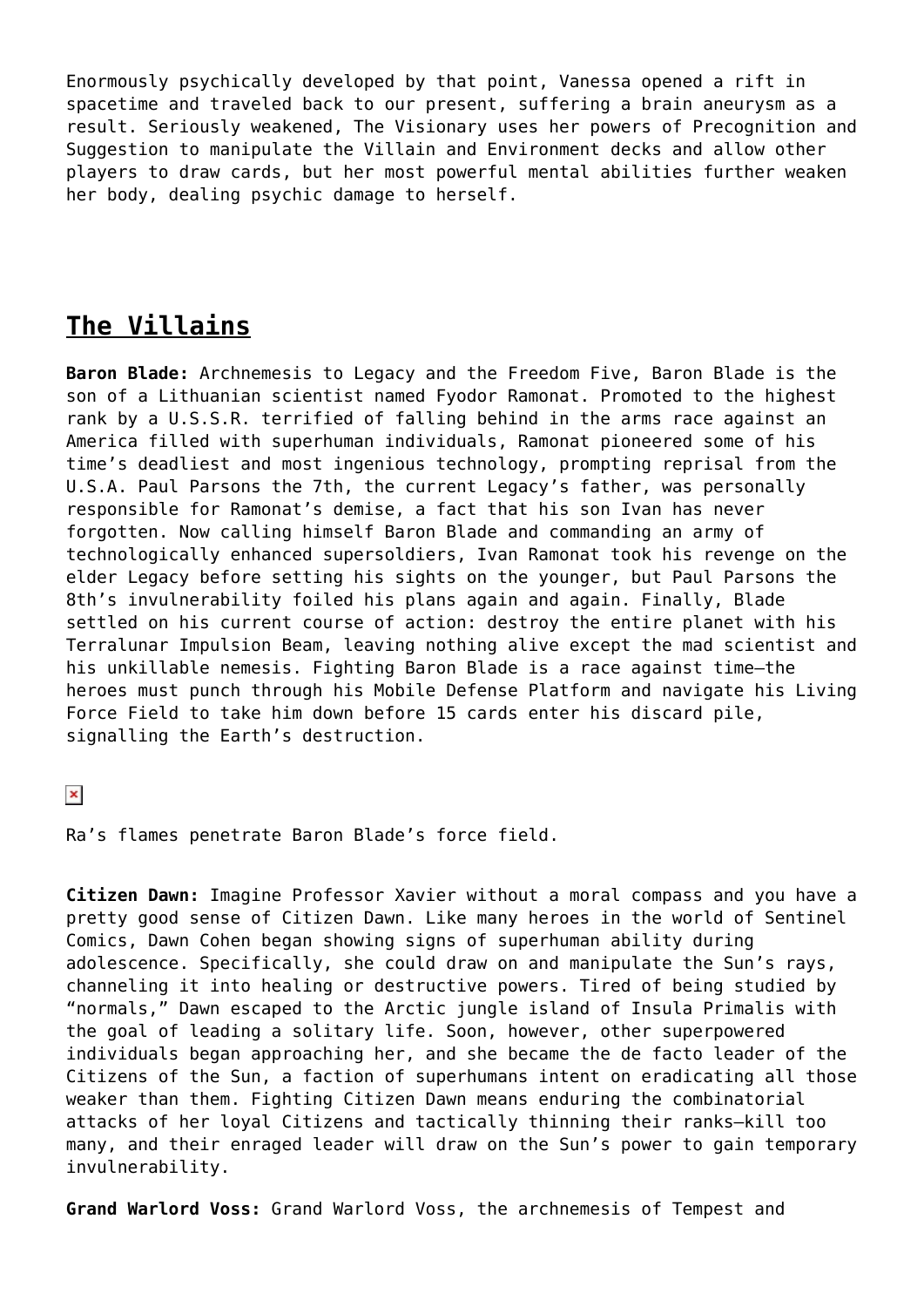Enormously psychically developed by that point, Vanessa opened a rift in spacetime and traveled back to our present, suffering a brain aneurysm as a result. Seriously weakened, The Visionary uses her powers of Precognition and Suggestion to manipulate the Villain and Environment decks and allow other players to draw cards, but her most powerful mental abilities further weaken her body, dealing psychic damage to herself.

## The Villains

**Baron Blade:** Archnemesis to Legacy and the Freedom Five, Baron Blade is the son of a Lithuanian scientist named Fyodor Ramonat. Promoted to the highest rank by a U.S.S.R. terrified of falling behind in the arms race against an America filled with superhuman individuals, Ramonat pioneered some of his time's deadliest and most ingenious technology, prompting reprisal from the U.S.A. Paul Parsons the 7th, the current Legacy's father, was personally responsible for Ramonat's demise, a fact that his son Ivan has never forgotten. Now calling himself Baron Blade and commanding an army of technologically enhanced supersoldiers, Ivan Ramonat took his revenge on the elder Legacy before setting his sights on the younger, but Paul Parsons the 8th's invulnerability foiled his plans again and again. Finally, Blade settled on his current course of action: destroy the entire planet with his Terralunar Impulsion Beam, leaving nothing alive except the mad scientist and his unkillable nemesis. Fighting Baron Blade is a race against time—the heroes must punch through his Mobile Defense Platform and navigate his Living Force Field to take him down before 15 cards enter his discard pile, signalling the Earth's destruction.

Ra's flames penetrate Baron Blade's force field.

**Citizen Dawn:** Imagine Professor Xavier without a moral compass and you have a pretty good sense of Citizen Dawn. Like many heroes in the world of Sentinel Comics, Dawn Cohen began showing signs of superhuman ability during adolescence. Specifically, she could draw on and manipulate the Sun's rays, channeling it into healing or destructive powers. Tired of being studied by "normals," Dawn escaped to the Arctic jungle island of Insula Primalis with the goal of leading a solitary life. Soon, however, other superpowered individuals began approaching her, and she became the de facto leader of the Citizens of the Sun, a faction of superhumans intent on eradicating all those weaker than them. Fighting Citizen Dawn means enduring the combinatorial attacks of her loyal Citizens and tactically thinning their ranks—kill too many, and their enraged leader will draw on the Sun's power to gain temporary invulnerability.

**Grand Warlord Voss:** Grand Warlord Voss, the archnemesis of Tempest and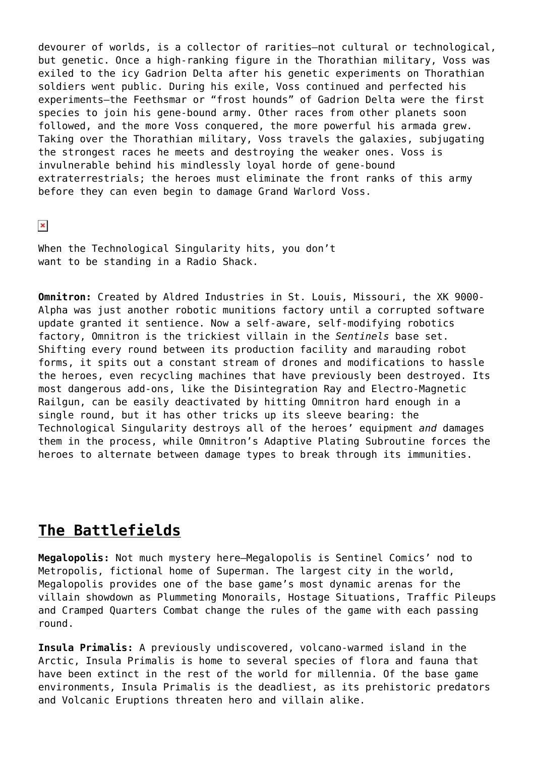devourer of worlds, is a collector of rarities—not cultural or technological, but genetic. Once a high-ranking figure in the Thorathian military, Voss was exiled to the icy Gadrion Delta after his genetic experiments on Thorathian soldiers went public. During his exile, Voss continued and perfected his experiments—the Feethsmar or "frost hounds" of Gadrion Delta were the first species to join his gene-bound army. Other races from other planets soon followed, and the more Voss conquered, the more powerful his armada grew. Taking over the Thorathian military, Voss travels the galaxies, subjugating the strongest races he meets and destroying the weaker ones. Voss is invulnerable behind his mindlessly loyal horde of gene-bound extraterrestrials; the heroes must eliminate the front ranks of this army before they can even begin to damage Grand Warlord Voss.

When the Technological Singularity hits, you don't want to be standing in a Radio Shack.

**Omnitron:** Created by Aldred Industries in St. Louis, Missouri, the XK 9000-Alpha was just another robotic munitions factory until a corrupted software update granted it sentience. Now a self-aware, self-modifying robotics factory, Omnitron is the trickiest villain in the *Sentinels* base set. Shifting every round between its production facility and marauding robot forms, it spits out a constant stream of drones and modifications to hassle the heroes, even recycling machines that have previously been destroyed. Its most dangerous add-ons, like the Disintegration Ray and Electro-Magnetic Railgun, can be easily deactivated by hitting Omnitron hard enough in a single round, but it has other tricks up its sleeve bearing: the Technological Singularity destroys all of the heroes' equipment *and* damages them in the process, while Omnitron's Adaptive Plating Subroutine forces the heroes to alternate between damage types to break through its immunities.

## The Battlefields

**Megalopolis:** Not much mystery here—Megalopolis is Sentinel Comics' nod to Metropolis, fictional home of Superman. The largest city in the world, Megalopolis provides one of the base game's most dynamic arenas for the villain showdown as Plummeting Monorails, Hostage Situations, Traffic Pileups and Cramped Quarters Combat change the rules of the game with each passing round.

**Insula Primalis:** A previously undiscovered, volcano-warmed island in the Arctic, Insula Primalis is home to several species of flora and fauna that have been extinct in the rest of the world for millennia. Of the base game environments, Insula Primalis is the deadliest, as its prehistoric predators and Volcanic Eruptions threaten hero and villain alike.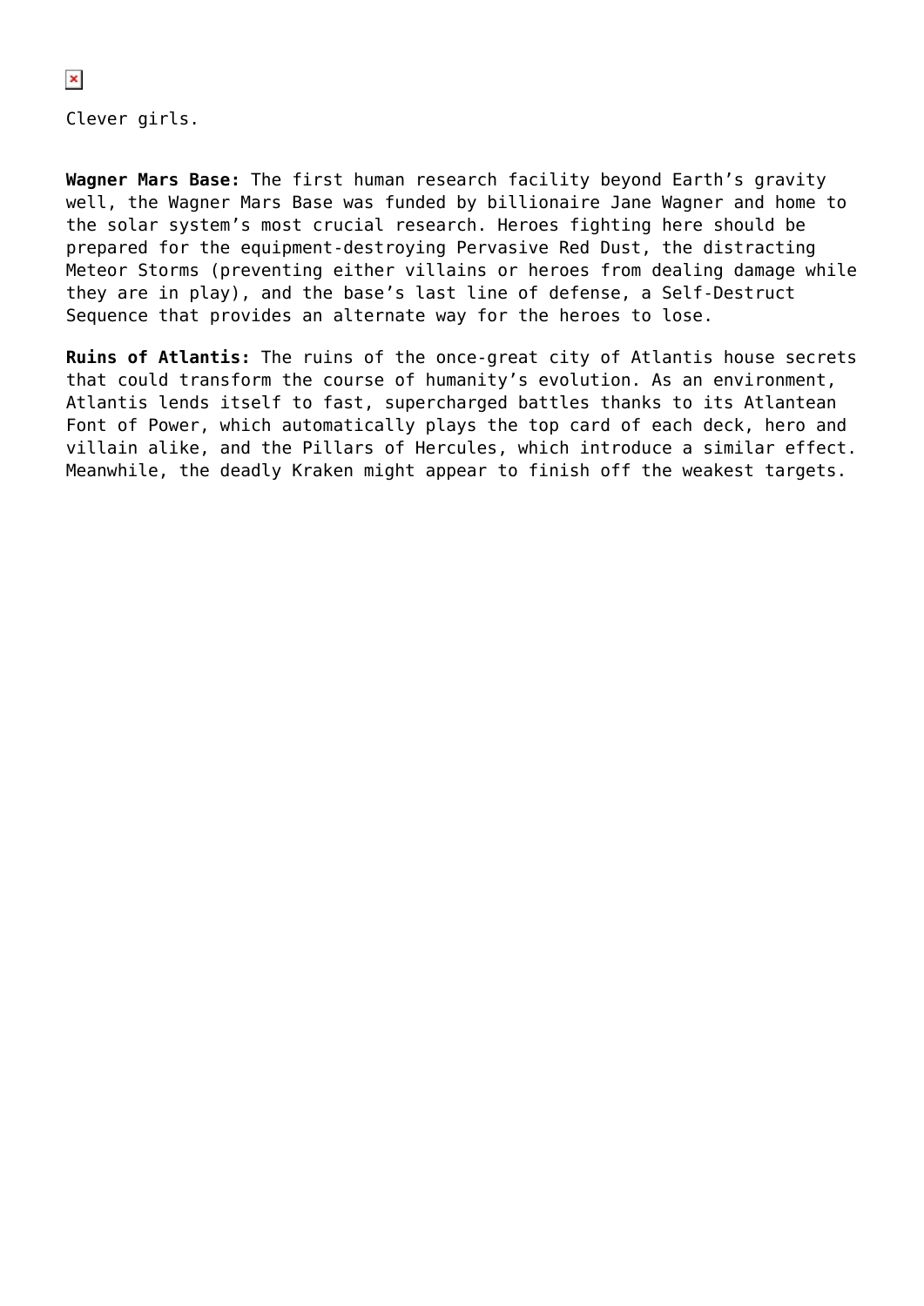Clever girls.

**Wagner Mars Base:** The first human research facility beyond Earth's gravity well, the Wagner Mars Base was funded by billionaire Jane Wagner and home to the solar system's most crucial research. Heroes fighting here should be prepared for the equipment-destroying Pervasive Red Dust, the distracting Meteor Storms (preventing either villains or heroes from dealing damage while they are in play), and the base's last line of defense, a Self-Destruct Sequence that provides an alternate way for the heroes to lose.

**Ruins of Atlantis:** The ruins of the once-great city of Atlantis house secrets that could transform the course of humanity's evolution. As an environment, Atlantis lends itself to fast, supercharged battles thanks to its Atlantean Font of Power, which automatically plays the top card of each deck, hero and villain alike, and the Pillars of Hercules, which introduce a similar effect. Meanwhile, the deadly Kraken might appear to finish off the weakest targets.